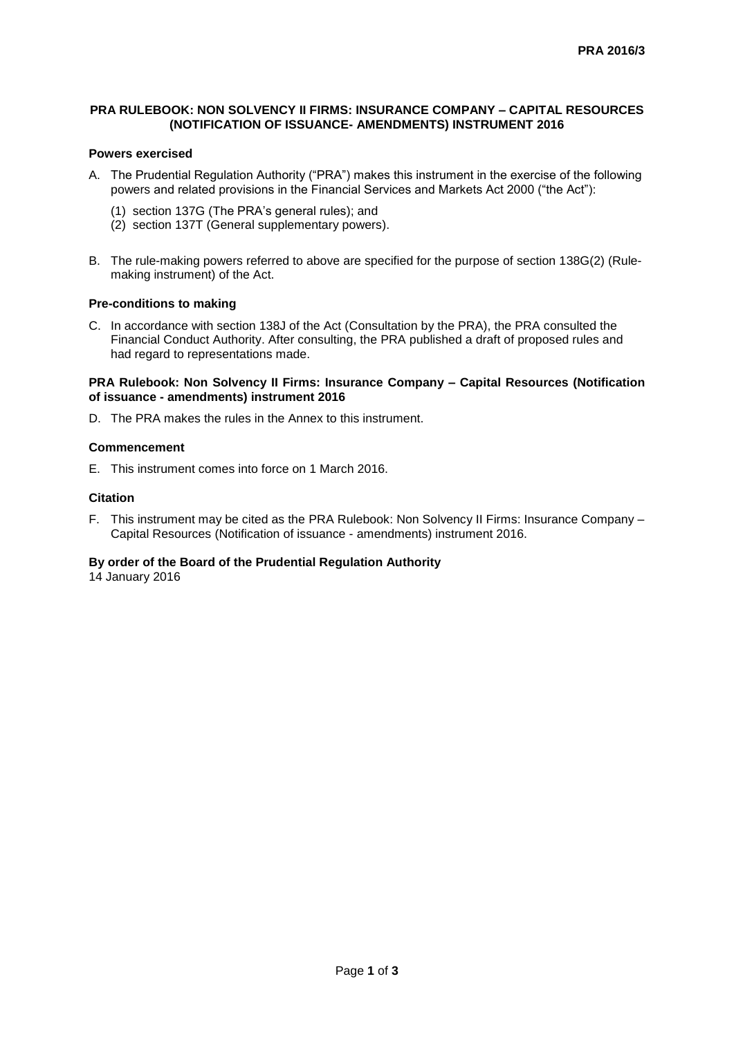**PRA 2016/3**

# PRA RULEBOOK: NON SOLVENCY II FIRMS: INSURANCE COMPANY – CAPITAL RESOURCES (NOTIFICATION OF ISSUANCE- AMENDMENTS) INSTRUMENT 2016

## Powers exercised

A. The Prudential Regulation Authority ("PRA") makes this instrument in the exercise of the following powers and related provisions in the Financial Services and Markets Act 2000 ("the Act"):

   (1) section 137G (The PRA's general rules); and
   (2) section 137T (General supplementary powers).

B. The rule-making powers referred to above are specified for the purpose of section 138G(2) (Rule-making instrument) of the Act.

## Pre-conditions to making

C. In accordance with section 138J of the Act (Consultation by the PRA), the PRA consulted the Financial Conduct Authority. After consulting, the PRA published a draft of proposed rules and had regard to representations made.

## PRA Rulebook: Non Solvency II Firms: Insurance Company – Capital Resources (Notification of issuance - amendments) instrument 2016

D. The PRA makes the rules in the Annex to this instrument.

## Commencement

E. This instrument comes into force on 1 March 2016.

## Citation

F. This instrument may be cited as the PRA Rulebook: Non Solvency II Firms: Insurance Company – Capital Resources (Notification of issuance - amendments) instrument 2016.

**By order of the Board of the Prudential Regulation Authority**
14 January 2016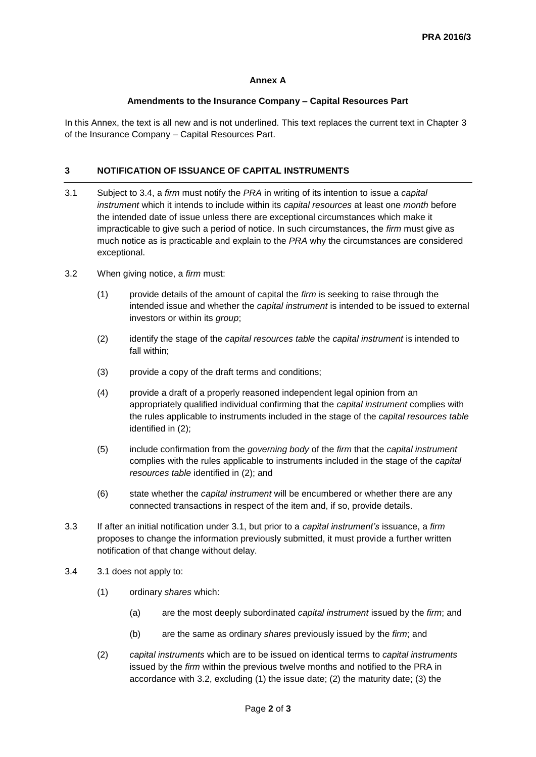**Annex A**

**Amendments to the Insurance Company – Capital Resources Part**

In this Annex, the text is all new and is not underlined. This text replaces the current text in Chapter 3 of the Insurance Company – Capital Resources Part.

## 3 NOTIFICATION OF ISSUANCE OF CAPITAL INSTRUMENTS

3.1 Subject to 3.4, a *firm* must notify the *PRA* in writing of its intention to issue a *capital instrument* which it intends to include within its *capital resources* at least one *month* before the intended date of issue unless there are exceptional circumstances which make it impracticable to give such a period of notice. In such circumstances, the *firm* must give as much notice as is practicable and explain to the *PRA* why the circumstances are considered exceptional.

3.2 When giving notice, a *firm* must:

(1) provide details of the amount of capital the *firm* is seeking to raise through the intended issue and whether the *capital instrument* is intended to be issued to external investors or within its *group*;

(2) identify the stage of the *capital resources table* the *capital instrument* is intended to fall within;

(3) provide a copy of the draft terms and conditions;

(4) provide a draft of a properly reasoned independent legal opinion from an appropriately qualified individual confirming that the *capital instrument* complies with the rules applicable to instruments included in the stage of the *capital resources table* identified in (2);

(5) include confirmation from the *governing body* of the *firm* that the *capital instrument* complies with the rules applicable to instruments included in the stage of the *capital resources table* identified in (2); and

(6) state whether the *capital instrument* will be encumbered or whether there are any connected transactions in respect of the item and, if so, provide details.

3.3 If after an initial notification under 3.1, but prior to a *capital instrument's* issuance, a *firm* proposes to change the information previously submitted, it must provide a further written notification of that change without delay.

3.4 3.1 does not apply to:

(1) ordinary *shares* which:

(a) are the most deeply subordinated *capital instrument* issued by the *firm*; and

(b) are the same as ordinary *shares* previously issued by the *firm*; and

(2) *capital instruments* which are to be issued on identical terms to *capital instruments* issued by the *firm* within the previous twelve months and notified to the PRA in accordance with 3.2, excluding (1) the issue date; (2) the maturity date; (3) the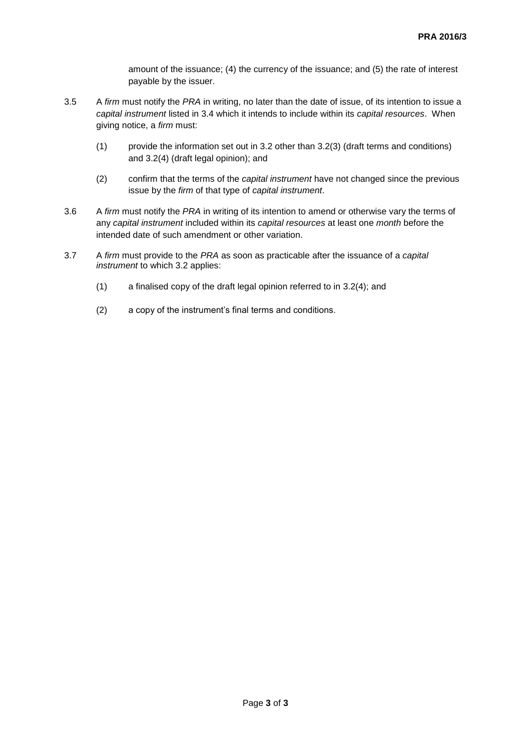amount of the issuance; (4) the currency of the issuance; and (5) the rate of interest payable by the issuer.

3.5 A *firm* must notify the *PRA* in writing, no later than the date of issue, of its intention to issue a *capital instrument* listed in 3.4 which it intends to include within its *capital resources*. When giving notice, a *firm* must:

(1) provide the information set out in 3.2 other than 3.2(3) (draft terms and conditions) and 3.2(4) (draft legal opinion); and

(2) confirm that the terms of the *capital instrument* have not changed since the previous issue by the *firm* of that type of *capital instrument*.

3.6 A *firm* must notify the *PRA* in writing of its intention to amend or otherwise vary the terms of any *capital instrument* included within its *capital resources* at least one *month* before the intended date of such amendment or other variation.

3.7 A *firm* must provide to the *PRA* as soon as practicable after the issuance of a *capital instrument* to which 3.2 applies:

(1) a finalised copy of the draft legal opinion referred to in 3.2(4); and

(2) a copy of the instrument's final terms and conditions.